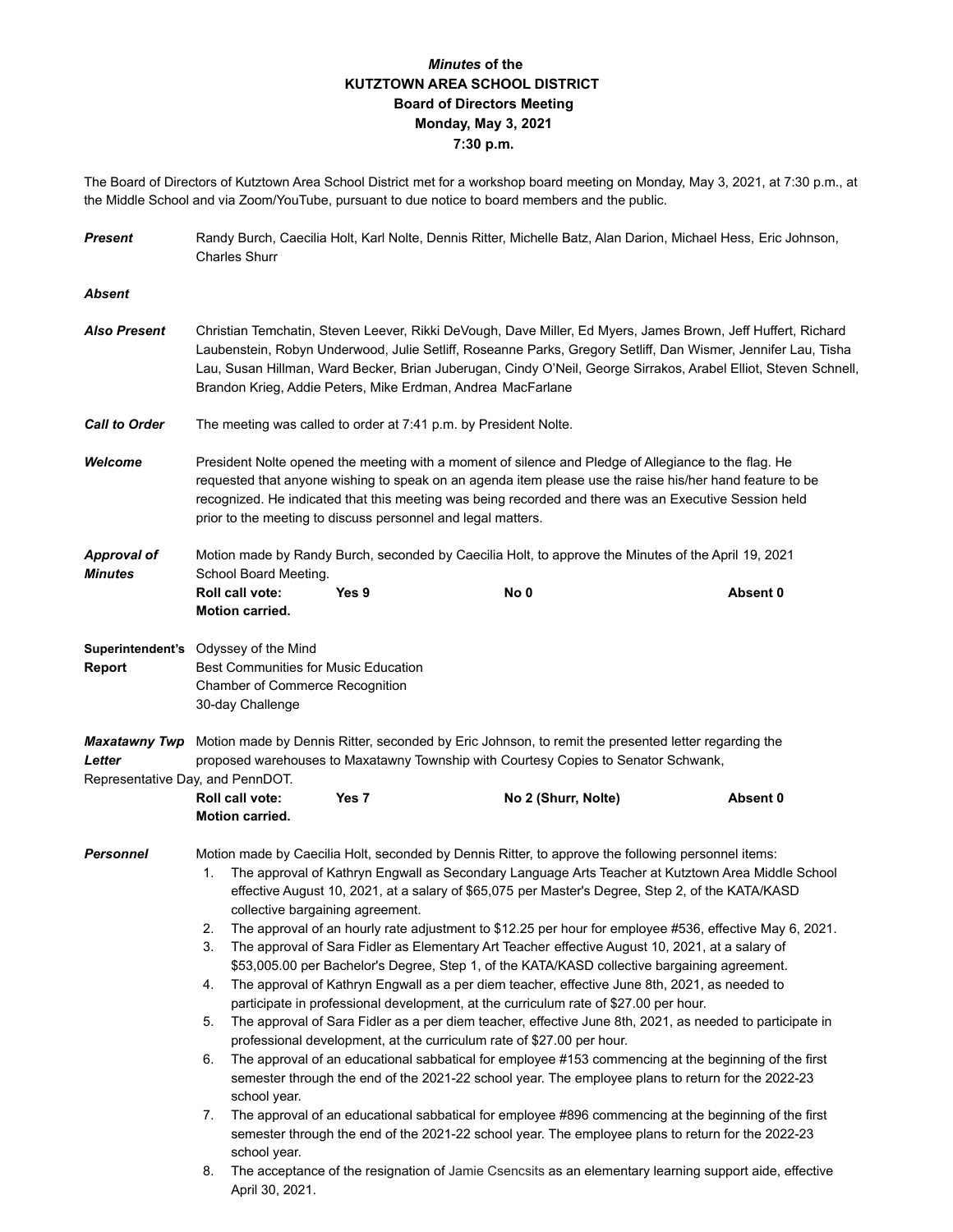# *Minutes* of the
# KUTZTOWN AREA SCHOOL DISTRICT
## Board of Directors Meeting
### Monday, May 3, 2021
### 7:30 p.m.

The Board of Directors of Kutztown Area School District met for a workshop board meeting on Monday, May 3, 2021, at 7:30 p.m., at the Middle School and via Zoom/YouTube, pursuant to due notice to board members and the public.

***Present*** Randy Burch, Caecilia Holt, Karl Nolte, Dennis Ritter, Michelle Batz, Alan Darion, Michael Hess, Eric Johnson, Charles Shurr

***Absent***

***Also Present*** Christian Temchatin, Steven Leever, Rikki DeVough, Dave Miller, Ed Myers, James Brown, Jeff Huffert, Richard Laubenstein, Robyn Underwood, Julie Setliff, Roseanne Parks, Gregory Setliff, Dan Wismer, Jennifer Lau, Tisha Lau, Susan Hillman, Ward Becker, Brian Juberugan, Cindy O'Neil, George Sirrakos, Arabel Elliot, Steven Schnell, Brandon Krieg, Addie Peters, Mike Erdman, Andrea MacFarlane

***Call to Order*** The meeting was called to order at 7:41 p.m. by President Nolte.

***Welcome*** President Nolte opened the meeting with a moment of silence and Pledge of Allegiance to the flag. He requested that anyone wishing to speak on an agenda item please use the raise his/her hand feature to be recognized. He indicated that this meeting was being recorded and there was an Executive Session held prior to the meeting to discuss personnel and legal matters.

***Approval of Minutes*** Motion made by Randy Burch, seconded by Caecilia Holt, to approve the Minutes of the April 19, 2021 School Board Meeting.

**Roll call vote:** **Yes 9** **No 0** **Absent 0**
**Motion carried.**

**Superintendent's Report**
Odyssey of the Mind
Best Communities for Music Education
Chamber of Commerce Recognition
30-day Challenge

***Maxatawny Twp Letter*** Motion made by Dennis Ritter, seconded by Eric Johnson, to remit the presented letter regarding the proposed warehouses to Maxatawny Township with Courtesy Copies to Senator Schwank, Representative Day, and PennDOT.

**Roll call vote:** **Yes 7** **No 2 (Shurr, Nolte)** **Absent 0**
**Motion carried.**

***Personnel*** Motion made by Caecilia Holt, seconded by Dennis Ritter, to approve the following personnel items:

1. The approval of Kathryn Engwall as Secondary Language Arts Teacher at Kutztown Area Middle School effective August 10, 2021, at a salary of $65,075 per Master's Degree, Step 2, of the KATA/KASD collective bargaining agreement.
2. The approval of an hourly rate adjustment to $12.25 per hour for employee #536, effective May 6, 2021.
3. The approval of Sara Fidler as Elementary Art Teacher effective August 10, 2021, at a salary of $53,005.00 per Bachelor's Degree, Step 1, of the KATA/KASD collective bargaining agreement.
4. The approval of Kathryn Engwall as a per diem teacher, effective June 8th, 2021, as needed to participate in professional development, at the curriculum rate of $27.00 per hour.
5. The approval of Sara Fidler as a per diem teacher, effective June 8th, 2021, as needed to participate in professional development, at the curriculum rate of $27.00 per hour.
6. The approval of an educational sabbatical for employee #153 commencing at the beginning of the first semester through the end of the 2021-22 school year. The employee plans to return for the 2022-23 school year.
7. The approval of an educational sabbatical for employee #896 commencing at the beginning of the first semester through the end of the 2021-22 school year. The employee plans to return for the 2022-23 school year.
8. The acceptance of the resignation of Jamie Csencsits as an elementary learning support aide, effective April 30, 2021.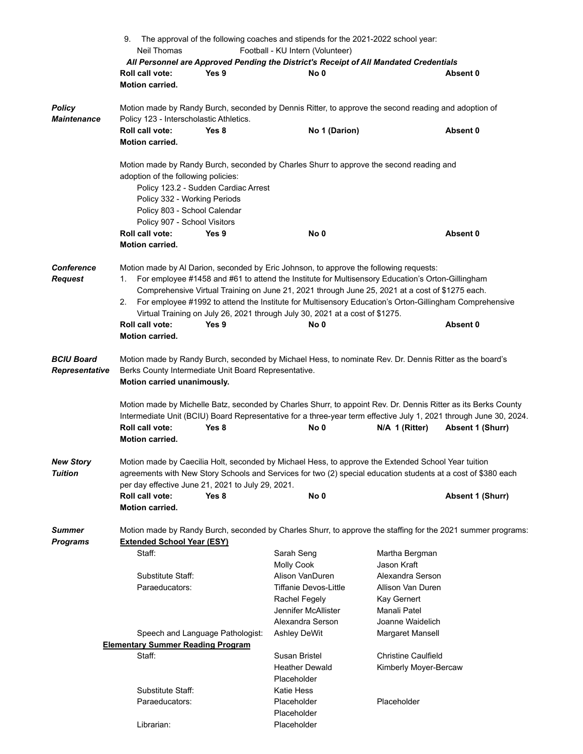9. The approval of the following coaches and stipends for the 2021-2022 school year:

| | |
|---|---|
| Neil Thomas | Football - KU Intern (Volunteer) |

***All Personnel are Approved Pending the District's Receipt of All Mandated Credentials***

**Roll call vote:** **Yes 9** **No 0** **Absent 0**
**Motion carried.**

***Policy Maintenance***

Motion made by Randy Burch, seconded by Dennis Ritter, to approve the second reading and adoption of Policy 123 - Interscholastic Athletics.

**Roll call vote:** **Yes 8** **No 1 (Darion)** **Absent 0**
**Motion carried.**

Motion made by Randy Burch, seconded by Charles Shurr to approve the second reading and adoption of the following policies:

- Policy 123.2 - Sudden Cardiac Arrest
- Policy 332 - Working Periods
- Policy 803 - School Calendar
- Policy 907 - School Visitors

**Roll call vote:** **Yes 9** **No 0** **Absent 0**
**Motion carried.**

***Conference Request***

Motion made by Al Darion, seconded by Eric Johnson, to approve the following requests:

1. For employee #1458 and #61 to attend the Institute for Multisensory Education's Orton-Gillingham Comprehensive Virtual Training on June 21, 2021 through June 25, 2021 at a cost of $1275 each.
2. For employee #1992 to attend the Institute for Multisensory Education's Orton-Gillingham Comprehensive Virtual Training on July 26, 2021 through July 30, 2021 at a cost of $1275.

**Roll call vote:** **Yes 9** **No 0** **Absent 0**
**Motion carried.**

***BCIU Board Representative***

Motion made by Randy Burch, seconded by Michael Hess, to nominate Rev. Dr. Dennis Ritter as the board's Berks County Intermediate Unit Board Representative.
**Motion carried unanimously.**

Motion made by Michelle Batz, seconded by Charles Shurr, to appoint Rev. Dr. Dennis Ritter as its Berks County Intermediate Unit (BCIU) Board Representative for a three-year term effective July 1, 2021 through June 30, 2024.

**Roll call vote:** **Yes 8** **No 0** **N/A 1 (Ritter)** **Absent 1 (Shurr)**
**Motion carried.**

***New Story Tuition***

Motion made by Caecilia Holt, seconded by Michael Hess, to approve the Extended School Year tuition agreements with New Story Schools and Services for two (2) special education students at a cost of $380 each per day effective June 21, 2021 to July 29, 2021.

**Roll call vote:** **Yes 8** **No 0** **Absent 1 (Shurr)**
**Motion carried.**

***Summer Programs***

Motion made by Randy Burch, seconded by Charles Shurr, to approve the staffing for the 2021 summer programs:

**Extended School Year (ESY)**

| | | |
|---|---|---|
| Staff: | Sarah Seng | Martha Bergman |
| | Molly Cook | Jason Kraft |
| Substitute Staff: | Alison VanDuren | Alexandra Serson |
| Paraeducators: | Tiffanie Devos-Little | Allison Van Duren |
| | Rachel Fegely | Kay Gernert |
| | Jennifer McAllister | Manali Patel |
| | Alexandra Serson | Joanne Waidelich |
| Speech and Language Pathologist: | Ashley DeWit | Margaret Mansell |

**Elementary Summer Reading Program**

| | | |
|---|---|---|
| Staff: | Susan Bristel | Christine Caulfield |
| | Heather Dewald | Kimberly Moyer-Bercaw |
| | Placeholder | |
| Substitute Staff: | Katie Hess | |
| Paraeducators: | Placeholder | Placeholder |
| | Placeholder | |
| Librarian: | Placeholder | |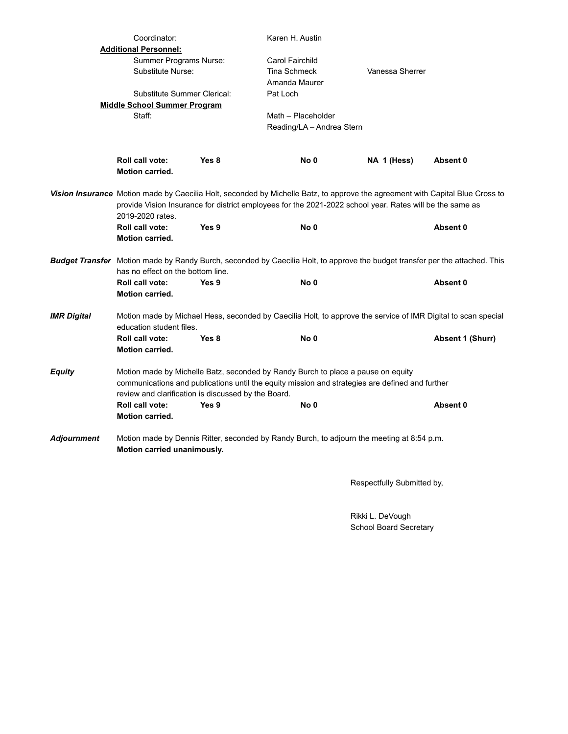Coordinator: Karen H. Austin

**Additional Personnel:**

Summer Programs Nurse: Carol Fairchild

Substitute Nurse: Tina Schmeck, Vanessa Sherrer, Amanda Maurer

Substitute Summer Clerical: Pat Loch

**Middle School Summer Program**

Staff: Math – Placeholder; Reading/LA – Andrea Stern

| | | | | |
|---|---|---|---|---|
| **Roll call vote:** | **Yes 8** | **No 0** | **NA 1 (Hess)** | **Absent 0** |

**Motion carried.**

***Vision Insurance*** Motion made by Caecilia Holt, seconded by Michelle Batz, to approve the agreement with Capital Blue Cross to provide Vision Insurance for district employees for the 2021-2022 school year. Rates will be the same as 2019-2020 rates.

| | | | |
|---|---|---|---|
| **Roll call vote:** | **Yes 9** | **No 0** | **Absent 0** |

**Motion carried.**

***Budget Transfer*** Motion made by Randy Burch, seconded by Caecilia Holt, to approve the budget transfer per the attached. This has no effect on the bottom line.

| | | | |
|---|---|---|---|
| **Roll call vote:** | **Yes 9** | **No 0** | **Absent 0** |

**Motion carried.**

***IMR Digital*** Motion made by Michael Hess, seconded by Caecilia Holt, to approve the service of IMR Digital to scan special education student files.

| | | | |
|---|---|---|---|
| **Roll call vote:** | **Yes 8** | **No 0** | **Absent 1 (Shurr)** |

**Motion carried.**

***Equity*** Motion made by Michelle Batz, seconded by Randy Burch to place a pause on equity communications and publications until the equity mission and strategies are defined and further review and clarification is discussed by the Board.

| | | | |
|---|---|---|---|
| **Roll call vote:** | **Yes 9** | **No 0** | **Absent 0** |

**Motion carried.**

***Adjournment*** Motion made by Dennis Ritter, seconded by Randy Burch, to adjourn the meeting at 8:54 p.m.
**Motion carried unanimously.**

Respectfully Submitted by,

Rikki L. DeVough
School Board Secretary